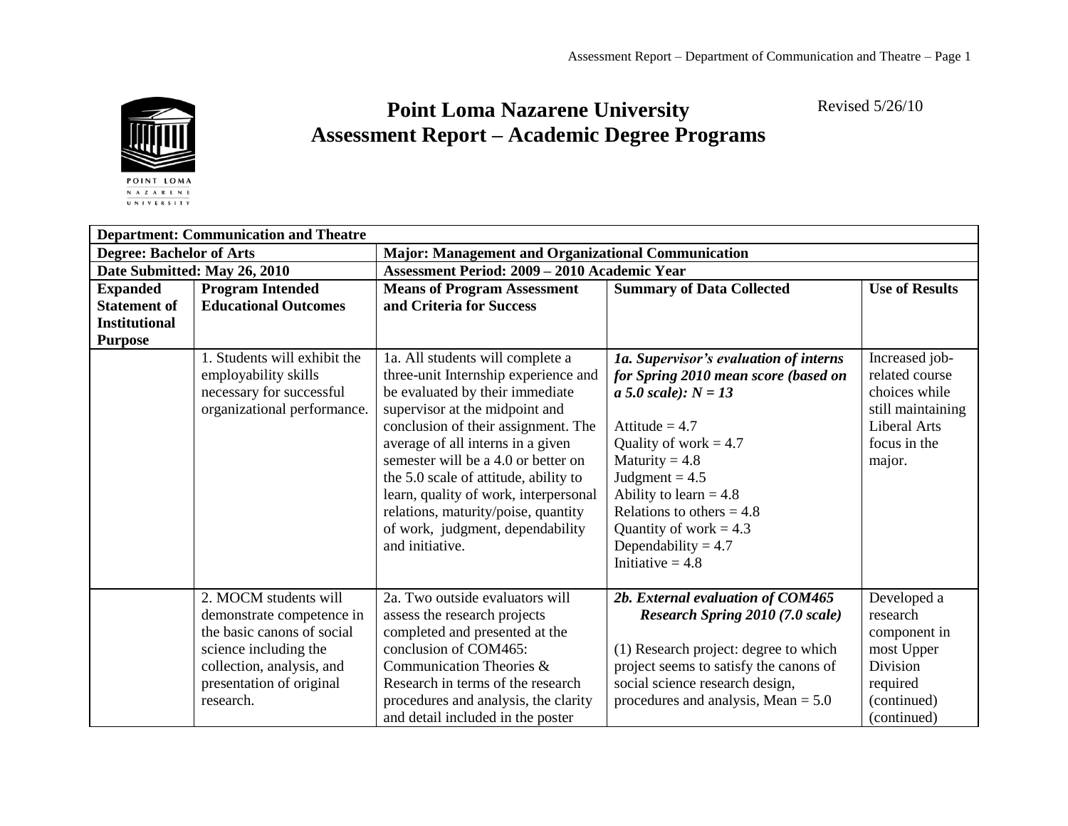# Point Loma Nazarene University
# Assessment Report – Academic Degree Programs

Revised 5/26/10

| **Department: Communication and Theatre** | | | | |
|---|---|---|---|---|
| **Degree: Bachelor of Arts** | | **Major: Management and Organizational Communication** | | |
| **Date Submitted: May 26, 2010** | | **Assessment Period: 2009 – 2010 Academic Year** | | |
| **Expanded Statement of Institutional Purpose** | **Program Intended Educational Outcomes** | **Means of Program Assessment and Criteria for Success** | **Summary of Data Collected** | **Use of Results** |
| | 1. Students will exhibit the employability skills necessary for successful organizational performance. | 1a. All students will complete a three-unit Internship experience and be evaluated by their immediate supervisor at the midpoint and conclusion of their assignment. The average of all interns in a given semester will be a 4.0 or better on the 5.0 scale of attitude, ability to learn, quality of work, interpersonal relations, maturity/poise, quantity of work, judgment, dependability and initiative. | ***1a. Supervisor's evaluation of interns for Spring 2010 mean score (based on a 5.0 scale): N = 13***<br><br>Attitude = 4.7<br>Quality of work = 4.7<br>Maturity = 4.8<br>Judgment = 4.5<br>Ability to learn = 4.8<br>Relations to others = 4.8<br>Quantity of work = 4.3<br>Dependability = 4.7<br>Initiative = 4.8 | Increased job-related course choices while still maintaining Liberal Arts focus in the major. |
| | 2. MOCM students will demonstrate competence in the basic canons of social science including the collection, analysis, and presentation of original research. | 2a. Two outside evaluators will assess the research projects completed and presented at the conclusion of COM465: Communication Theories & Research in terms of the research procedures and analysis, the clarity and detail included in the poster | ***2b. External evaluation of COM465 Research Spring 2010 (7.0 scale)***<br><br>(1) Research project: degree to which project seems to satisfy the canons of social science research design, procedures and analysis, Mean = 5.0 | Developed a research component in most Upper Division required (continued) (continued) |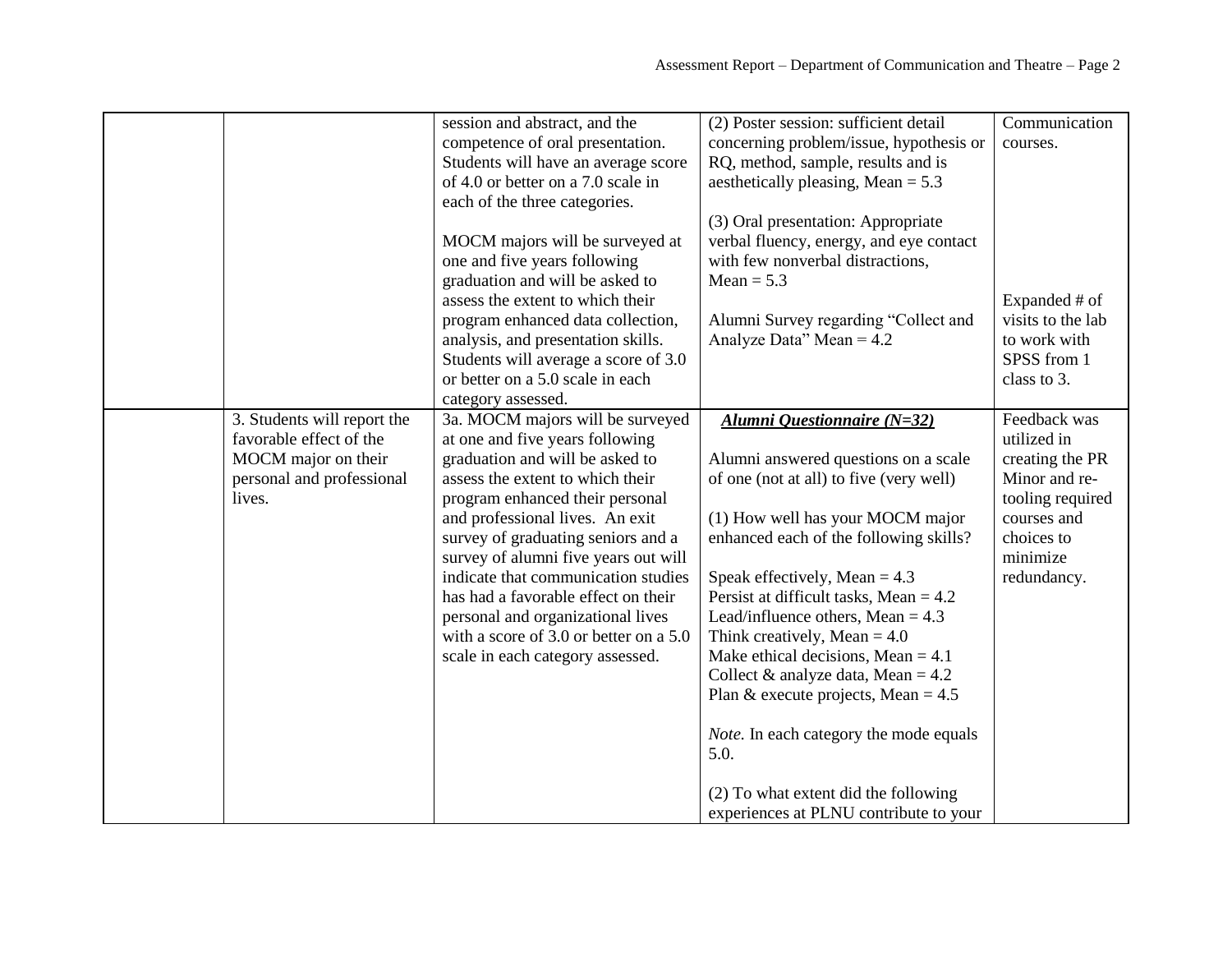| | | | | |
|---|---|---|---|---|
| | | session and abstract, and the competence of oral presentation. Students will have an average score of 4.0 or better on a 7.0 scale in each of the three categories.<br><br>MOCM majors will be surveyed at one and five years following graduation and will be asked to assess the extent to which their program enhanced data collection, analysis, and presentation skills. Students will average a score of 3.0 or better on a 5.0 scale in each category assessed. | (2) Poster session: sufficient detail concerning problem/issue, hypothesis or RQ, method, sample, results and is aesthetically pleasing, Mean = 5.3<br><br>(3) Oral presentation: Appropriate verbal fluency, energy, and eye contact with few nonverbal distractions, Mean = 5.3<br><br>Alumni Survey regarding "Collect and Analyze Data" Mean = 4.2 | Communication courses.<br><br>Expanded # of visits to the lab to work with SPSS from 1 class to 3. |
| | 3. Students will report the favorable effect of the MOCM major on their personal and professional lives. | 3a. MOCM majors will be surveyed at one and five years following graduation and will be asked to assess the extent to which their program enhanced their personal and professional lives. An exit survey of graduating seniors and a survey of alumni five years out will indicate that communication studies has had a favorable effect on their personal and organizational lives with a score of 3.0 or better on a 5.0 scale in each category assessed. | ***Alumni Questionnaire (N=32)***<br><br>Alumni answered questions on a scale of one (not at all) to five (very well)<br><br>(1) How well has your MOCM major enhanced each of the following skills?<br><br>Speak effectively, Mean = 4.3<br>Persist at difficult tasks, Mean = 4.2<br>Lead/influence others, Mean = 4.3<br>Think creatively, Mean = 4.0<br>Make ethical decisions, Mean = 4.1<br>Collect & analyze data, Mean = 4.2<br>Plan & execute projects, Mean = 4.5<br><br>*Note.* In each category the mode equals 5.0.<br><br>(2) To what extent did the following experiences at PLNU contribute to your | Feedback was utilized in creating the PR Minor and re-tooling required courses and choices to minimize redundancy. |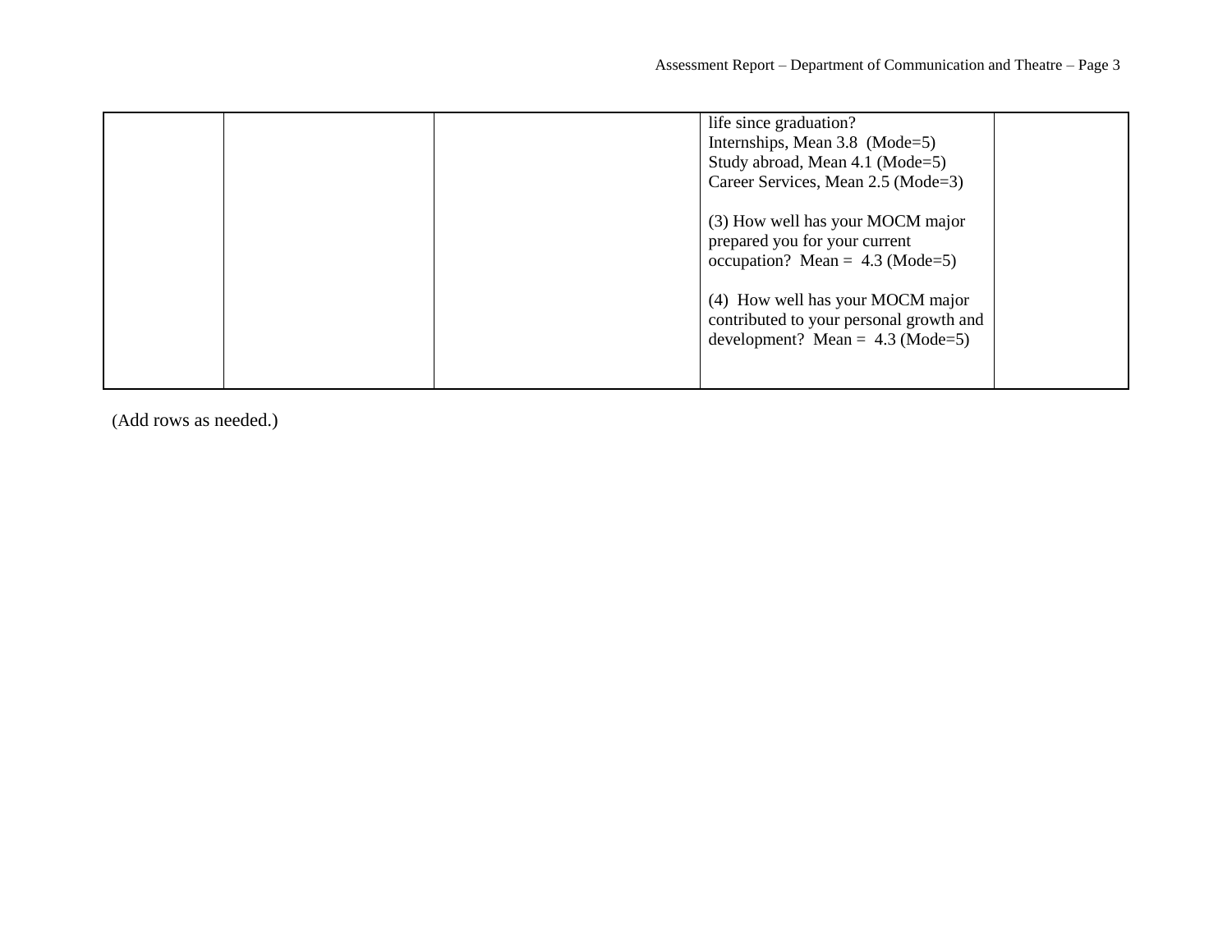| | | | | |
|---|---|---|---|---|
| | | | life since graduation?<br>Internships, Mean 3.8 (Mode=5)<br>Study abroad, Mean 4.1 (Mode=5)<br>Career Services, Mean 2.5 (Mode=3)<br><br>(3) How well has your MOCM major prepared you for your current occupation? Mean = 4.3 (Mode=5)<br><br>(4) How well has your MOCM major contributed to your personal growth and development? Mean = 4.3 (Mode=5) | |

(Add rows as needed.)